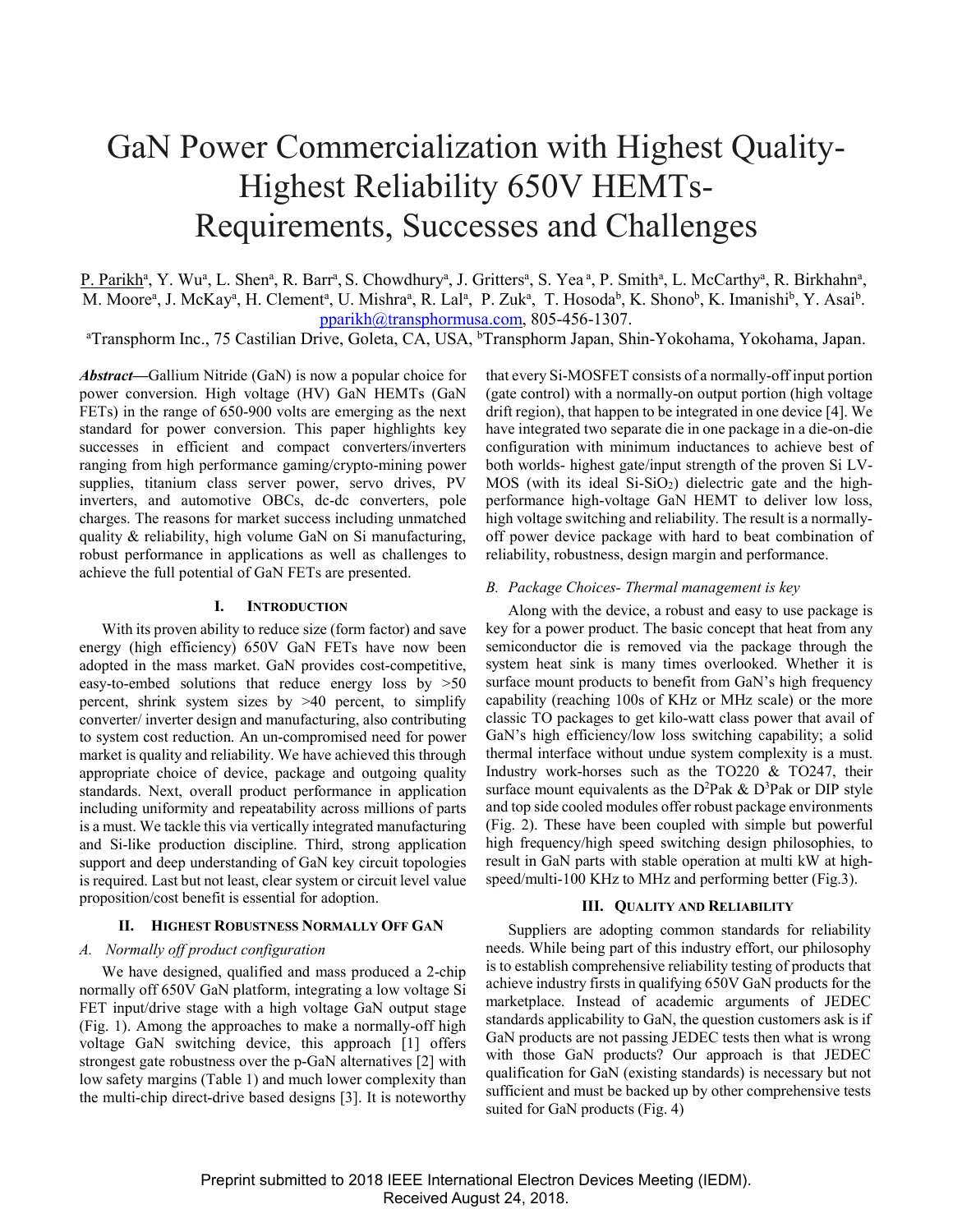# GaN Power Commercialization with Highest Quality-Highest Reliability 650V HEMTs-Requirements, Successes and Challenges

P. Parikh[a], Y. Wu[a], L. Shen[a], R. Barr[a], S. Chowdhury[a], J. Gritters[a], S. Yea[a], P. Smith[a], L. McCarthy[a], R. Birkhahn[a], M. Moore[a], J. McKay[a], H. Clement[a], U. Mishra[a], R. Lal[a], P. Zuk[a], T. Hosoda[b], K. Shono[b], K. Imanishi[b], Y. Asai[b].
pparikh@transphormusa.com, 805-456-1307.

[a]Transphorm Inc., 75 Castilian Drive, Goleta, CA, USA, [b]Transphorm Japan, Shin-Yokohama, Yokohama, Japan.

***Abstract*—**Gallium Nitride (GaN) is now a popular choice for power conversion. High voltage (HV) GaN HEMTs (GaN FETs) in the range of 650-900 volts are emerging as the next standard for power conversion. This paper highlights key successes in efficient and compact converters/inverters ranging from high performance gaming/crypto-mining power supplies, titanium class server power, servo drives, PV inverters, and automotive OBCs, dc-dc converters, pole charges. The reasons for market success including unmatched quality & reliability, high volume GaN on Si manufacturing, robust performance in applications as well as challenges to achieve the full potential of GaN FETs are presented.

## I. Introduction

With its proven ability to reduce size (form factor) and save energy (high efficiency) 650V GaN FETs have now been adopted in the mass market. GaN provides cost-competitive, easy-to-embed solutions that reduce energy loss by >50 percent, shrink system sizes by >40 percent, to simplify converter/ inverter design and manufacturing, also contributing to system cost reduction. An un-compromised need for power market is quality and reliability. We have achieved this through appropriate choice of device, package and outgoing quality standards. Next, overall product performance in application including uniformity and repeatability across millions of parts is a must. We tackle this via vertically integrated manufacturing and Si-like production discipline. Third, strong application support and deep understanding of GaN key circuit topologies is required. Last but not least, clear system or circuit level value proposition/cost benefit is essential for adoption.

## II. Highest Robustness Normally Off GaN

### *A. Normally off product configuration*

We have designed, qualified and mass produced a 2-chip normally off 650V GaN platform, integrating a low voltage Si FET input/drive stage with a high voltage GaN output stage (Fig. 1). Among the approaches to make a normally-off high voltage GaN switching device, this approach [1] offers strongest gate robustness over the p-GaN alternatives [2] with low safety margins (Table 1) and much lower complexity than the multi-chip direct-drive based designs [3]. It is noteworthy that every Si-MOSFET consists of a normally-off input portion (gate control) with a normally-on output portion (high voltage drift region), that happen to be integrated in one device [4]. We have integrated two separate die in one package in a die-on-die configuration with minimum inductances to achieve best of both worlds- highest gate/input strength of the proven Si LV-MOS (with its ideal Si-$SiO_2$) dielectric gate and the high-performance high-voltage GaN HEMT to deliver low loss, high voltage switching and reliability. The result is a normally-off power device package with hard to beat combination of reliability, robustness, design margin and performance.

### *B. Package Choices- Thermal management is key*

Along with the device, a robust and easy to use package is key for a power product. The basic concept that heat from any semiconductor die is removed via the package through the system heat sink is many times overlooked. Whether it is surface mount products to benefit from GaN's high frequency capability (reaching 100s of KHz or MHz scale) or the more classic TO packages to get kilo-watt class power that avail of GaN's high efficiency/low loss switching capability; a solid thermal interface without undue system complexity is a must. Industry work-horses such as the TO220 & TO247, their surface mount equivalents as the $D^2$Pak & $D^3$Pak or DIP style and top side cooled modules offer robust package environments (Fig. 2). These have been coupled with simple but powerful high frequency/high speed switching design philosophies, to result in GaN parts with stable operation at multi kW at high-speed/multi-100 KHz to MHz and performing better (Fig.3).

## III. Quality and Reliability

Suppliers are adopting common standards for reliability needs. While being part of this industry effort, our philosophy is to establish comprehensive reliability testing of products that achieve industry firsts in qualifying 650V GaN products for the marketplace. Instead of academic arguments of JEDEC standards applicability to GaN, the question customers ask is if GaN products are not passing JEDEC tests then what is wrong with those GaN products? Our approach is that JEDEC qualification for GaN (existing standards) is necessary but not sufficient and must be backed up by other comprehensive tests suited for GaN products (Fig. 4)

Preprint submitted to 2018 IEEE International Electron Devices Meeting (IEDM).
Received August 24, 2018.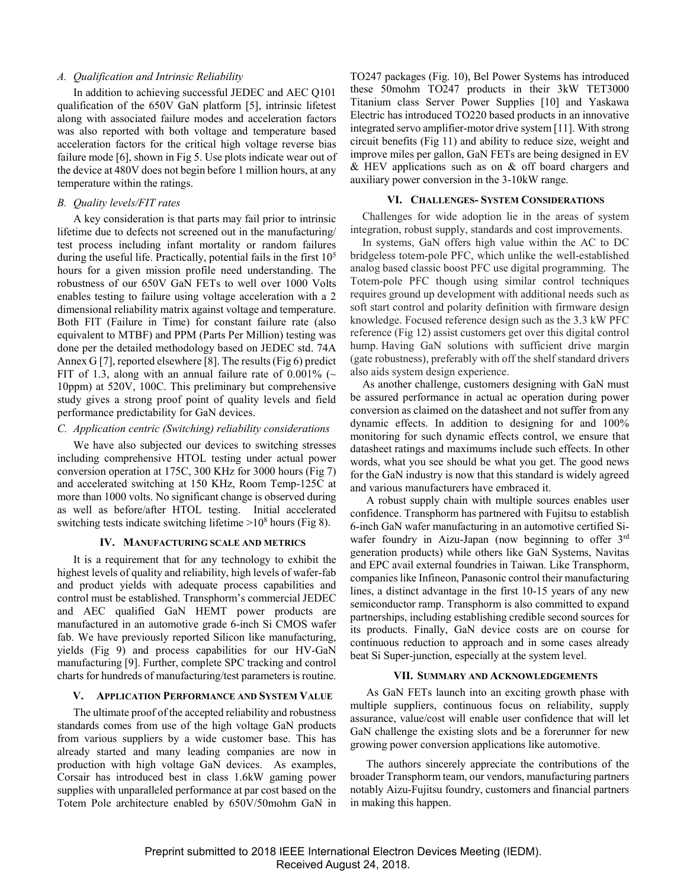### A. Qualification and Intrinsic Reliability

In addition to achieving successful JEDEC and AEC Q101 qualification of the 650V GaN platform [5], intrinsic lifetest along with associated failure modes and acceleration factors was also reported with both voltage and temperature based acceleration factors for the critical high voltage reverse bias failure mode [6], shown in Fig 5. Use plots indicate wear out of the device at 480V does not begin before 1 million hours, at any temperature within the ratings.

### B. Quality levels/FIT rates

A key consideration is that parts may fail prior to intrinsic lifetime due to defects not screened out in the manufacturing/ test process including infant mortality or random failures during the useful life. Practically, potential fails in the first $10^5$ hours for a given mission profile need understanding. The robustness of our 650V GaN FETs to well over 1000 Volts enables testing to failure using voltage acceleration with a 2 dimensional reliability matrix against voltage and temperature. Both FIT (Failure in Time) for constant failure rate (also equivalent to MTBF) and PPM (Parts Per Million) testing was done per the detailed methodology based on JEDEC std. 74A Annex G [7], reported elsewhere [8]. The results (Fig 6) predict FIT of 1.3, along with an annual failure rate of 0.001% (~ 10ppm) at 520V, 100C. This preliminary but comprehensive study gives a strong proof point of quality levels and field performance predictability for GaN devices.

### C. Application centric (Switching) reliability considerations

We have also subjected our devices to switching stresses including comprehensive HTOL testing under actual power conversion operation at 175C, 300 KHz for 3000 hours (Fig 7) and accelerated switching at 150 KHz, Room Temp-125C at more than 1000 volts. No significant change is observed during as well as before/after HTOL testing. Initial accelerated switching tests indicate switching lifetime $>10^8$ hours (Fig 8).

## IV. Manufacturing Scale and Metrics

It is a requirement that for any technology to exhibit the highest levels of quality and reliability, high levels of wafer-fab and product yields with adequate process capabilities and control must be established. Transphorm's commercial JEDEC and AEC qualified GaN HEMT power products are manufactured in an automotive grade 6-inch Si CMOS wafer fab. We have previously reported Silicon like manufacturing, yields (Fig 9) and process capabilities for our HV-GaN manufacturing [9]. Further, complete SPC tracking and control charts for hundreds of manufacturing/test parameters is routine.

## V. Application Performance and System Value

The ultimate proof of the accepted reliability and robustness standards comes from use of the high voltage GaN products from various suppliers by a wide customer base. This has already started and many leading companies are now in production with high voltage GaN devices. As examples, Corsair has introduced best in class 1.6kW gaming power supplies with unparalleled performance at par cost based on the Totem Pole architecture enabled by 650V/50mohm GaN in TO247 packages (Fig. 10), Bel Power Systems has introduced these 50mohm TO247 products in their 3kW TET3000 Titanium class Server Power Supplies [10] and Yaskawa Electric has introduced TO220 based products in an innovative integrated servo amplifier-motor drive system [11]. With strong circuit benefits (Fig 11) and ability to reduce size, weight and improve miles per gallon, GaN FETs are being designed in EV & HEV applications such as on & off board chargers and auxiliary power conversion in the 3-10kW range.

## VI. Challenges- System Considerations

Challenges for wide adoption lie in the areas of system integration, robust supply, standards and cost improvements.

In systems, GaN offers high value within the AC to DC bridgeless totem-pole PFC, which unlike the well-established analog based classic boost PFC use digital programming. The Totem-pole PFC though using similar control techniques requires ground up development with additional needs such as soft start control and polarity definition with firmware design knowledge. Focused reference design such as the 3.3 kW PFC reference (Fig 12) assist customers get over this digital control hump. Having GaN solutions with sufficient drive margin (gate robustness), preferably with off the shelf standard drivers also aids system design experience.

As another challenge, customers designing with GaN must be assured performance in actual ac operation during power conversion as claimed on the datasheet and not suffer from any dynamic effects. In addition to designing for and 100% monitoring for such dynamic effects control, we ensure that datasheet ratings and maximums include such effects. In other words, what you see should be what you get. The good news for the GaN industry is now that this standard is widely agreed and various manufacturers have embraced it.

A robust supply chain with multiple sources enables user confidence. Transphorm has partnered with Fujitsu to establish 6-inch GaN wafer manufacturing in an automotive certified Si-wafer foundry in Aizu-Japan (now beginning to offer 3rd generation products) while others like GaN Systems, Navitas and EPC avail external foundries in Taiwan. Like Transphorm, companies like Infineon, Panasonic control their manufacturing lines, a distinct advantage in the first 10-15 years of any new semiconductor ramp. Transphorm is also committed to expand partnerships, including establishing credible second sources for its products. Finally, GaN device costs are on course for continuous reduction to approach and in some cases already beat Si Super-junction, especially at the system level.

## VII. Summary and Acknowledgements

As GaN FETs launch into an exciting growth phase with multiple suppliers, continuous focus on reliability, supply assurance, value/cost will enable user confidence that will let GaN challenge the existing slots and be a forerunner for new growing power conversion applications like automotive.

The authors sincerely appreciate the contributions of the broader Transphorm team, our vendors, manufacturing partners notably Aizu-Fujitsu foundry, customers and financial partners in making this happen.

Preprint submitted to 2018 IEEE International Electron Devices Meeting (IEDM). Received August 24, 2018.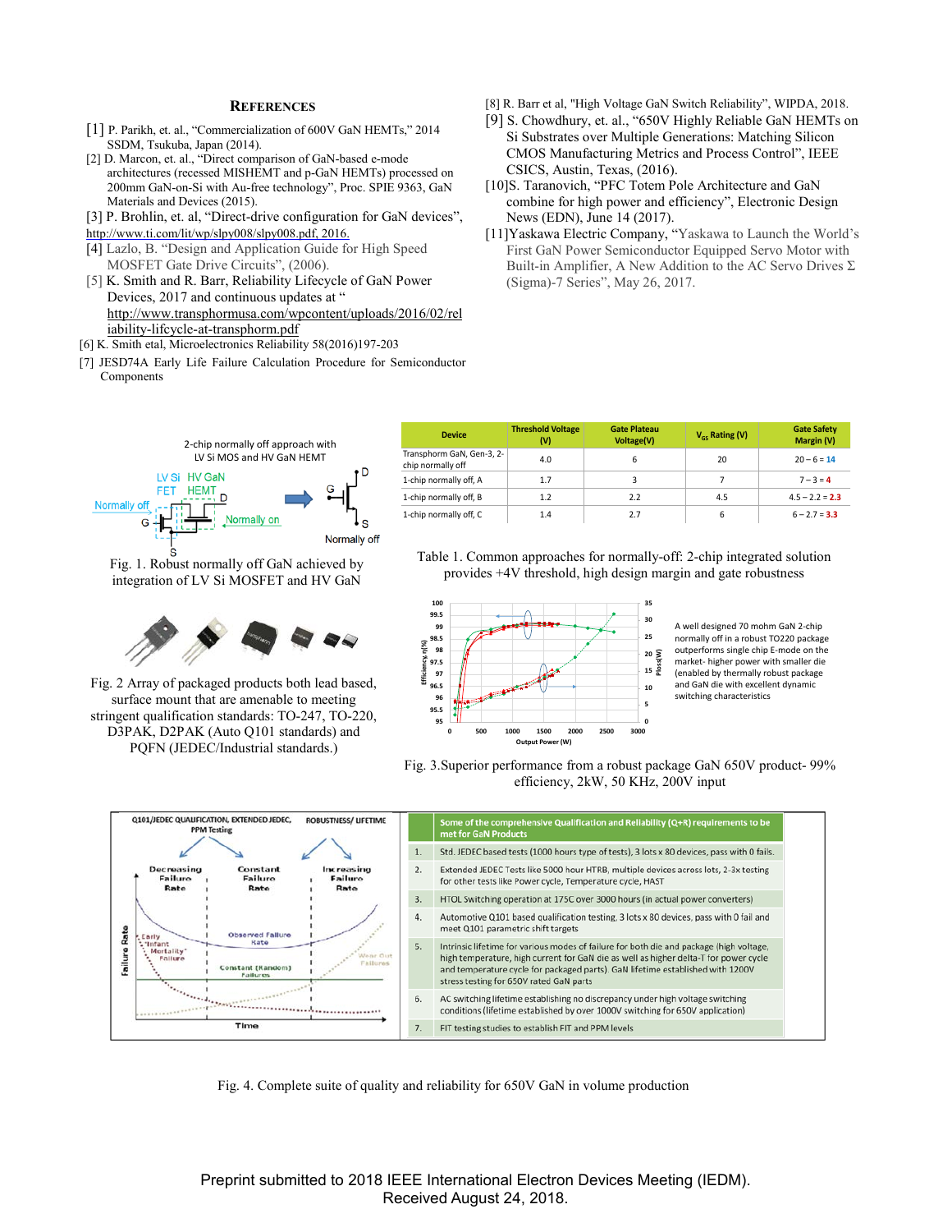## References

[1] P. Parikh, et. al., "Commercialization of 600V GaN HEMTs," 2014 SSDM, Tsukuba, Japan (2014).

[2] D. Marcon, et. al., "Direct comparison of GaN-based e-mode architectures (recessed MISHEMT and p-GaN HEMTs) processed on 200mm GaN-on-Si with Au-free technology", Proc. SPIE 9363, GaN Materials and Devices (2015).

[3] P. Brohlin, et. al, "Direct-drive configuration for GaN devices", http://www.ti.com/lit/wp/slpy008/slpy008.pdf, 2016.

[4] Lazlo, B. "Design and Application Guide for High Speed MOSFET Gate Drive Circuits", (2006).

[5] K. Smith and R. Barr, Reliability Lifecycle of GaN Power Devices, 2017 and continuous updates at " http://www.transphormusa.com/wpcontent/uploads/2016/02/reliability-lifcycle-at-transphorm.pdf

[6] K. Smith etal, Microelectronics Reliability 58(2016)197-203

[7] JESD74A Early Life Failure Calculation Procedure for Semiconductor Components

[8] R. Barr et al, "High Voltage GaN Switch Reliability", WIPDA, 2018.

[9] S. Chowdhury, et. al., "650V Highly Reliable GaN HEMTs on Si Substrates over Multiple Generations: Matching Silicon CMOS Manufacturing Metrics and Process Control", IEEE CSICS, Austin, Texas, (2016).

[10] S. Taranovich, "PFC Totem Pole Architecture and GaN combine for high power and efficiency", Electronic Design News (EDN), June 14 (2017).

[11] Yaskawa Electric Company, "Yaskawa to Launch the World's First GaN Power Semiconductor Equipped Servo Motor with Built-in Amplifier, A New Addition to the AC Servo Drives Σ (Sigma)-7 Series", May 26, 2017.

Fig. 1. Robust normally off GaN achieved by integration of LV Si MOSFET and HV GaN

| Device | Threshold Voltage (V) | Gate Plateau Voltage(V) | $V_{GS}$ Rating (V) | Gate Safety Margin (V) |
|---|---|---|---|---|
| Transphorm GaN, Gen-3, 2-chip normally off | 4.0 | 6 | 20 | 20 – 6 = 14 |
| 1-chip normally off, A | 1.7 | 3 | 7 | 7 – 3 = 4 |
| 1-chip normally off, B | 1.2 | 2.2 | 4.5 | 4.5 – 2.2 = 2.3 |
| 1-chip normally off, C | 1.4 | 2.7 | 6 | 6 – 2.7 = 3.3 |

Table 1. Common approaches for normally-off: 2-chip integrated solution provides +4V threshold, high design margin and gate robustness

Fig. 2 Array of packaged products both lead based, surface mount that are amenable to meeting stringent qualification standards: TO-247, TO-220, D3PAK, D2PAK (Auto Q101 standards) and PQFN (JEDEC/Industrial standards.)

A well designed 70 mohm GaN 2-chip normally off in a robust TO220 package outperforms single chip E-mode on the market- higher power with smaller die (enabled by thermally robust package and GaN die with excellent dynamic switching characteristics

Fig. 3.Superior performance from a robust package GaN 650V product- 99% efficiency, 2kW, 50 KHz, 200V input

| | Some of the comprehensive Qualification and Reliability (Q+R) requirements to be met for GaN Products |
|---|---|
| 1. | Std. JEDEC based tests (1000 hours type of tests), 3 lots x 80 devices, pass with 0 fails. |
| 2. | Extended JEDEC Tests like 5000 hour HTRB, multiple devices across lots, 2-3x testing for other tests like Power cycle, Temperature cycle, HAST |
| 3. | HTOL Switching operation at 175C over 3000 hours (in actual power converters) |
| 4. | Automotive Q101 based qualification testing, 3 lots x 80 devices, pass with 0 fail and meet Q101 parametric shift targets |
| 5. | Intrinsic lifetime for various modes of failure for both die and package (high voltage, high temperature, high current for GaN die as well as higher delta-T for power cycle and temperature cycle for packaged parts). GaN lifetime established with 1200V stress testing for 650V rated GaN parts |
| 6. | AC switching lifetime establishing no discrepancy under high voltage switching conditions (lifetime established by over 1000V switching for 650V application) |
| 7. | FIT testing studies to establish FIT and PPM levels |

Fig. 4. Complete suite of quality and reliability for 650V GaN in volume production

Preprint submitted to 2018 IEEE International Electron Devices Meeting (IEDM). Received August 24, 2018.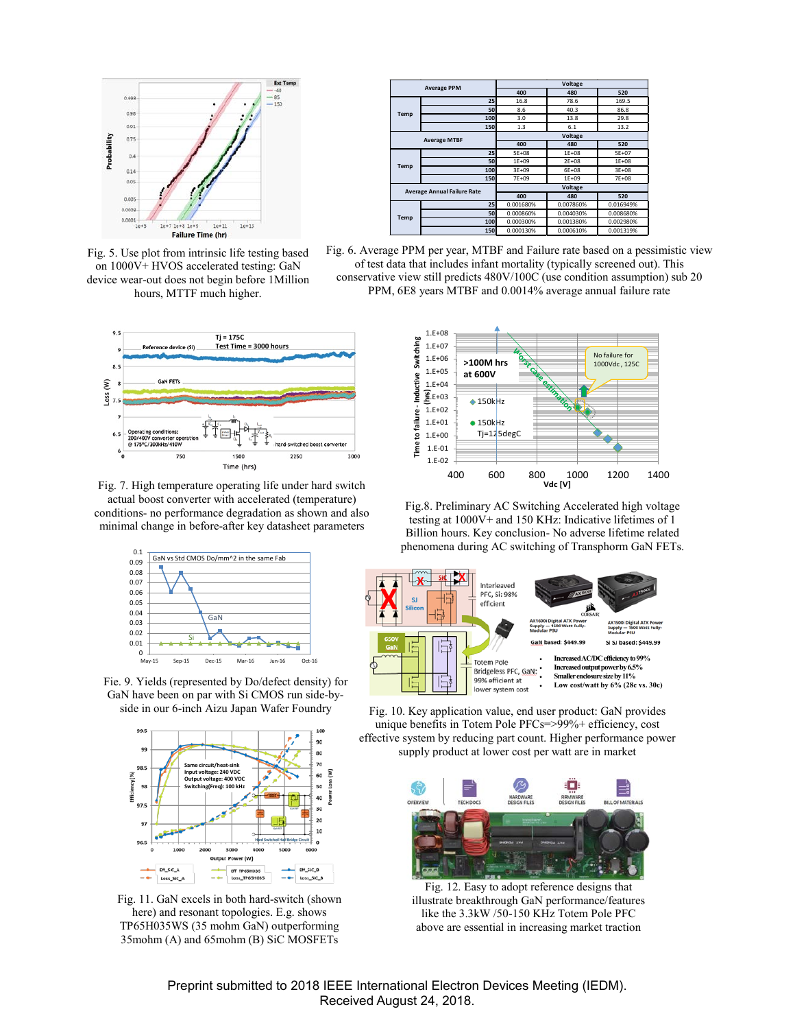Ext Temp
-40
85
150

Probability

Failure Time (hr)

Fig. 5. Use plot from intrinsic life testing based on 1000V+ HVOS accelerated testing: GaN device wear-out does not begin before 1Million hours, MTTF much higher.

| Average PPM | | Voltage | | |
|---|---|---|---|---|
| | | 400 | 480 | 520 |
| Temp | 25 | 16.8 | 78.6 | 169.5 |
| | 50 | 8.6 | 40.3 | 86.8 |
| | 100 | 3.0 | 13.8 | 29.8 |
| | 150 | 1.3 | 6.1 | 13.2 |
| **Average MTBF** | | **Voltage** | | |
| | | 400 | 480 | 520 |
| Temp | 25 | 5E+08 | 1E+08 | 5E+07 |
| | 50 | 1E+09 | 2E+08 | 1E+08 |
| | 100 | 3E+09 | 6E+08 | 3E+08 |
| | 150 | 7E+09 | 1E+09 | 7E+08 |
| **Average Annual Failure Rate** | | **Voltage** | | |
| | | 400 | 480 | 520 |
| Temp | 25 | 0.001680% | 0.007860% | 0.016949% |
| | 50 | 0.000860% | 0.004030% | 0.008680% |
| | 100 | 0.000300% | 0.001380% | 0.002980% |
| | 150 | 0.000130% | 0.000610% | 0.001319% |

Fig. 6. Average PPM per year, MTBF and Failure rate based on a pessimistic view of test data that includes infant mortality (typically screened out). This conservative view still predicts 480V/100C (use condition assumption) sub 20 PPM, 6E8 years MTBF and 0.0014% average annual failure rate

Tj = 175C
Test Time = 3000 hours
Reference device (Si)
GaN FETs
Operating conditions:
200/400V converter operation
@ 175°C/300kHz/410W
hard-switched boost converter
Loss (W)
Time (hrs)

Fig. 7. High temperature operating life under hard switch actual boost converter with accelerated (temperature) conditions- no performance degradation as shown and also minimal change in before-after key datasheet parameters

>100M hrs at 600V
Worst case estimation
No failure for 1000Vdc, 125C
150kHz
150kHz
Tj=125degC
Time to failure - Inductive Switching (hrs)
Vdc [V]

Fig.8. Preliminary AC Switching Accelerated high voltage testing at 1000V+ and 150 KHz: Indicative lifetimes of 1 Billion hours. Key conclusion- No adverse lifetime related phenomena during AC switching of Transphorm GaN FETs.

GaN vs Std CMOS Do/mm^2 in the same Fab
GaN
Si

Fie. 9. Yields (represented by Do/defect density) for GaN have been on par with Si CMOS run side-by-side in our 6-inch Aizu Japan Wafer Foundry

Interleaved PFC, Si: 98% efficient
Si Silicon
SiC
650V GaN
Totem Pole Bridgeless PFC, GaN: 99% efficient at lower system cost
AX1600i Digital ATX Power Supply — 1600 Watt Fully-Modular PSU
AX1500i Digital ATX Power Supply — 1500 Watt Fully-Modular PSU
GaN based: $449.99
Si Si based: $449.99

- Increased AC/DC efficiency to 99%
- Increased output power by 6.5%
- Smaller enclosure size by 11%
- Low cost/watt by 6% (28c vs. 30c)

Fig. 10. Key application value, end user product: GaN provides unique benefits in Totem Pole PFCs=>99%+ efficiency, cost effective system by reducing part count. Higher performance power supply product at lower cost per watt are in market

Same circuit/heat-sink
Input voltage: 240 VDC
Output voltage: 400 VDC
Switching(Freq): 100 kHz
Hard Switched Half Bridge Circuit
Efficiency(%)
Power Loss (W)
Output Power (W)
Eff_SiC_A
Loss_SiC_A
Eff TP65H035
Loss_TP65H035
Eff_SiC_B
Loss_SiC_B

Fig. 11. GaN excels in both hard-switch (shown here) and resonant topologies. E.g. shows TP65H035WS (35 mohm GaN) outperforming 35mohm (A) and 65mohm (B) SiC MOSFETs

OVERVIEW
TECH DOCS
HARDWARE DESIGN FILES
FIRMWARE DESIGN FILES
BILL OF MATERIALS

Fig. 12. Easy to adopt reference designs that illustrate breakthrough GaN performance/features like the 3.3kW /50-150 KHz Totem Pole PFC above are essential in increasing market traction

Preprint submitted to 2018 IEEE International Electron Devices Meeting (IEDM).
Received August 24, 2018.